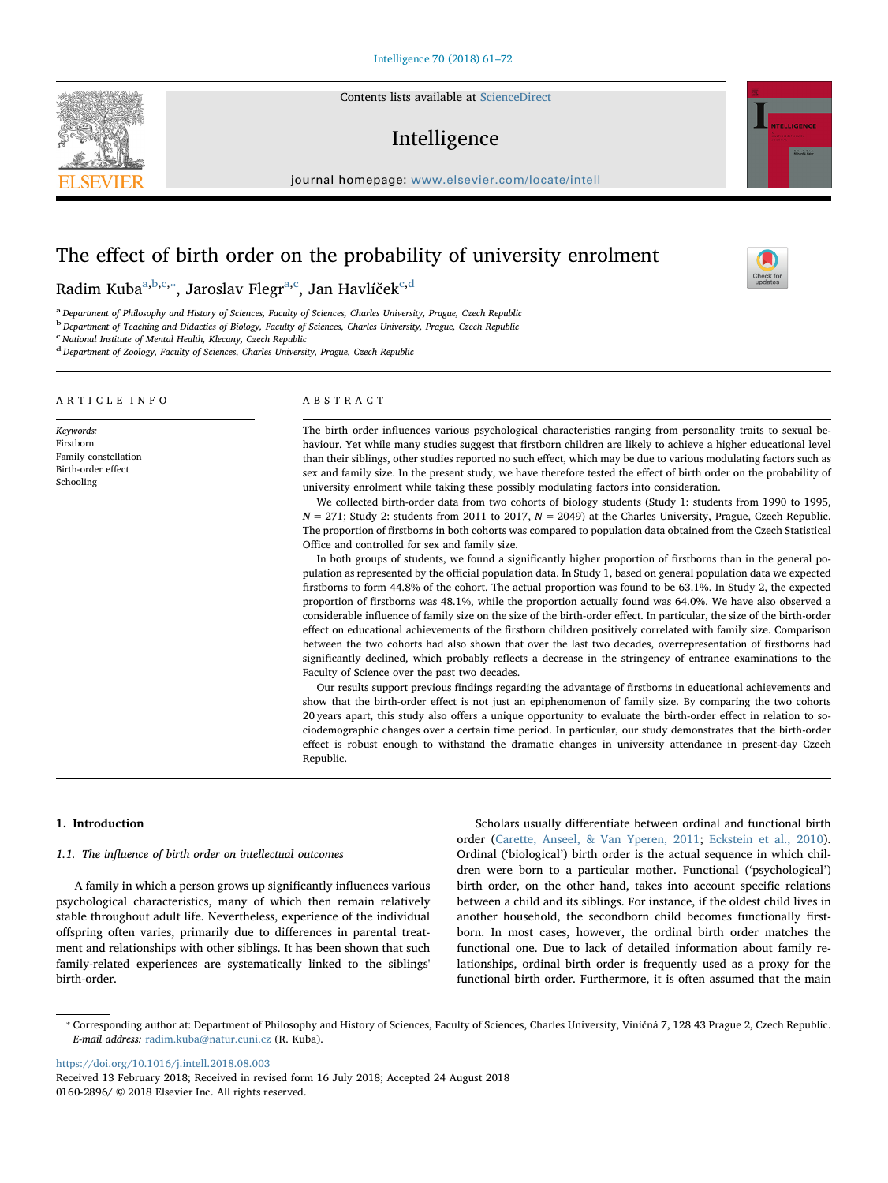Contents lists available at ScienceDirect

# Intelligence

journal homepage: www.elsevier.com/locate/intell

# The effect of birth order on the probability of university enrolment

Radim Kuba[a,b,c,*], Jaroslav Flegr[a,c], Jan Havlíček[c,d]

[a] Department of Philosophy and History of Sciences, Faculty of Sciences, Charles University, Prague, Czech Republic
[b] Department of Teaching and Didactics of Biology, Faculty of Sciences, Charles University, Prague, Czech Republic
[c] National Institute of Mental Health, Klecany, Czech Republic
[d] Department of Zoology, Faculty of Sciences, Charles University, Prague, Czech Republic

## ARTICLE INFO

*Keywords:*
Firstborn
Family constellation
Birth-order effect
Schooling

## ABSTRACT

The birth order influences various psychological characteristics ranging from personality traits to sexual behaviour. Yet while many studies suggest that firstborn children are likely to achieve a higher educational level than their siblings, other studies reported no such effect, which may be due to various modulating factors such as sex and family size. In the present study, we have therefore tested the effect of birth order on the probability of university enrolment while taking these possibly modulating factors into consideration.

We collected birth-order data from two cohorts of biology students (Study 1: students from 1990 to 1995, $N = 271$; Study 2: students from 2011 to 2017, $N = 2049$) at the Charles University, Prague, Czech Republic. The proportion of firstborns in both cohorts was compared to population data obtained from the Czech Statistical Office and controlled for sex and family size.

In both groups of students, we found a significantly higher proportion of firstborns than in the general population as represented by the official population data. In Study 1, based on general population data we expected firstborns to form 44.8% of the cohort. The actual proportion was found to be 63.1%. In Study 2, the expected proportion of firstborns was 48.1%, while the proportion actually found was 64.0%. We have also observed a considerable influence of family size on the size of the birth-order effect. In particular, the size of the birth-order effect on educational achievements of the firstborn children positively correlated with family size. Comparison between the two cohorts had also shown that over the last two decades, overrepresentation of firstborns had significantly declined, which probably reflects a decrease in the stringency of entrance examinations to the Faculty of Science over the past two decades.

Our results support previous findings regarding the advantage of firstborns in educational achievements and show that the birth-order effect is not just an epiphenomenon of family size. By comparing the two cohorts 20 years apart, this study also offers a unique opportunity to evaluate the birth-order effect in relation to sociodemographic changes over a certain time period. In particular, our study demonstrates that the birth-order effect is robust enough to withstand the dramatic changes in university attendance in present-day Czech Republic.

## 1. Introduction

### 1.1. The influence of birth order on intellectual outcomes

A family in which a person grows up significantly influences various psychological characteristics, many of which then remain relatively stable throughout adult life. Nevertheless, experience of the individual offspring often varies, primarily due to differences in parental treatment and relationships with other siblings. It has been shown that such family-related experiences are systematically linked to the siblings' birth-order.

Scholars usually differentiate between ordinal and functional birth order (Carette, Anseel, & Van Yperen, 2011; Eckstein et al., 2010). Ordinal ('biological') birth order is the actual sequence in which children were born to a particular mother. Functional ('psychological') birth order, on the other hand, takes into account specific relations between a child and its siblings. For instance, if the oldest child lives in another household, the secondborn child becomes functionally firstborn. In most cases, however, the ordinal birth order matches the functional one. Due to lack of detailed information about family relationships, ordinal birth order is frequently used as a proxy for the functional birth order. Furthermore, it is often assumed that the main

* Corresponding author at: Department of Philosophy and History of Sciences, Faculty of Sciences, Charles University, Viničná 7, 128 43 Prague 2, Czech Republic.
*E-mail address:* radim.kuba@natur.cuni.cz (R. Kuba).

https://doi.org/10.1016/j.intell.2018.08.003
Received 13 February 2018; Received in revised form 16 July 2018; Accepted 24 August 2018
0160-2896/ © 2018 Elsevier Inc. All rights reserved.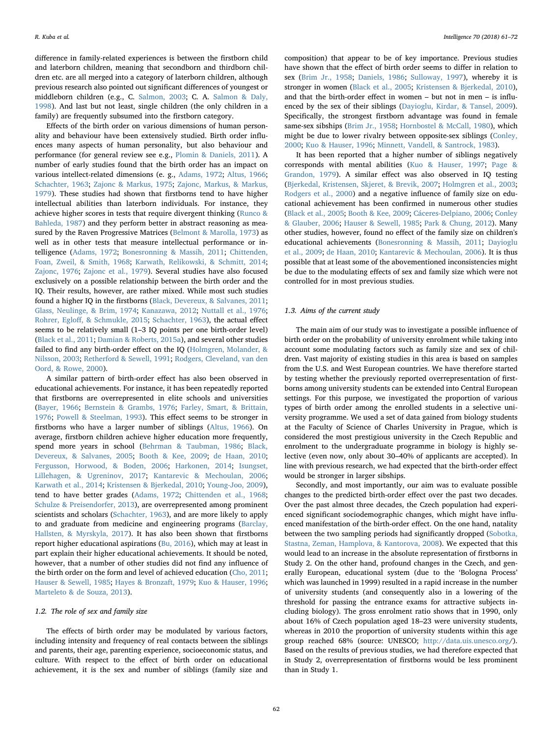difference in family-related experiences is between the firstborn child and laterborn children, meaning that secondborn and thirdborn children etc. are all merged into a category of laterborn children, although previous research also pointed out significant differences of youngest or middleborn children (e.g., C. Salmon, 2003; C. A. Salmon & Daly, 1998). And last but not least, single children (the only children in a family) are frequently subsumed into the firstborn category.

Effects of the birth order on various dimensions of human personality and behaviour have been extensively studied. Birth order influences many aspects of human personality, but also behaviour and performance (for general review see e.g., Plomin & Daniels, 2011). A number of early studies found that the birth order has an impact on various intellect-related dimensions (e. g., Adams, 1972; Altus, 1966; Schachter, 1963; Zajonc & Markus, 1975; Zajonc, Markus, & Markus, 1979). These studies had shown that firstborns tend to have higher intellectual abilities than laterborn individuals. For instance, they achieve higher scores in tests that require divergent thinking (Runco & Bahleda, 1987) and they perform better in abstract reasoning as measured by the Raven Progressive Matrices (Belmont & Marolla, 1973) as well as in other tests that measure intellectual performance or intelligence (Adams, 1972; Bonesronning & Massih, 2011; Chittenden, Foan, Zweil, & Smith, 1968; Karwath, Relikowski, & Schmitt, 2014; Zajonc, 1976; Zajonc et al., 1979). Several studies have also focused exclusively on a possible relationship between the birth order and the IQ. Their results, however, are rather mixed. While most such studies found a higher IQ in the firstborns (Black, Devereux, & Salvanes, 2011; Glass, Neulinge, & Brim, 1974; Kanazawa, 2012; Nuttall et al., 1976; Rohrer, Egloff, & Schmukle, 2015; Schachter, 1963), the actual effect seems to be relatively small (1–3 IQ points per one birth-order level) (Black et al., 2011; Damian & Roberts, 2015a), and several other studies failed to find any birth-order effect on the IQ (Holmgren, Molander, & Nilsson, 2003; Retherford & Sewell, 1991; Rodgers, Cleveland, van den Oord, & Rowe, 2000).

A similar pattern of birth-order effect has also been observed in educational achievements. For instance, it has been repeatedly reported that firstborns are overrepresented in elite schools and universities (Bayer, 1966; Bernstein & Grambs, 1976; Farley, Smart, & Brittain, 1976; Powell & Steelman, 1993). This effect seems to be stronger in firstborns who have a larger number of siblings (Altus, 1966). On average, firstborn children achieve higher education more frequently, spend more years in school (Behrman & Taubman, 1986; Black, Devereux, & Salvanes, 2005; Booth & Kee, 2009; de Haan, 2010; Fergusson, Horwood, & Boden, 2006; Harkonen, 2014; Isungset, Lillehagen, & Ugreninov, 2017; Kantarevic & Mechoulan, 2006; Karwath et al., 2014; Kristensen & Bjerkedal, 2010; Young-Joo, 2009), tend to have better grades (Adams, 1972; Chittenden et al., 1968; Schulze & Preisendorfer, 2013), are overrepresented among prominent scientists and scholars (Schachter, 1963), and are more likely to apply to and graduate from medicine and engineering programs (Barclay, Hallsten, & Myrskyla, 2017). It has also been shown that firstborns report higher educational aspirations (Bu, 2016), which may at least in part explain their higher educational achievements. It should be noted, however, that a number of other studies did not find any influence of the birth order on the form and level of achieved education (Cho, 2011; Hauser & Sewell, 1985; Hayes & Bronzaft, 1979; Kuo & Hauser, 1996; Marteleto & de Souza, 2013).

### 1.2. The role of sex and family size

The effects of birth order may be modulated by various factors, including intensity and frequency of real contacts between the siblings and parents, their age, parenting experience, socioeconomic status, and culture. With respect to the effect of birth order on educational achievement, it is the sex and number of siblings (family size and composition) that appear to be of key importance. Previous studies have shown that the effect of birth order seems to differ in relation to sex (Brim Jr., 1958; Daniels, 1986; Sulloway, 1997), whereby it is stronger in women (Black et al., 2005; Kristensen & Bjerkedal, 2010), and that the birth-order effect in women – but not in men – is influenced by the sex of their siblings (Dayioglu, Kirdar, & Tansel, 2009). Specifically, the strongest firstborn advantage was found in female same-sex sibships (Brim Jr., 1958; Hornbostel & McCall, 1980), which might be due to lower rivalry between opposite-sex siblings (Conley, 2000; Kuo & Hauser, 1996; Minnett, Vandell, & Santrock, 1983).

It has been reported that a higher number of siblings negatively corresponds with mental abilities (Kuo & Hauser, 1997; Page & Grandon, 1979). A similar effect was also observed in IQ testing (Bjerkedal, Kristensen, Skjeret, & Brevik, 2007; Holmgren et al., 2003; Rodgers et al., 2000) and a negative influence of family size on educational achievement has been confirmed in numerous other studies (Black et al., 2005; Booth & Kee, 2009; Cáceres-Delpiano, 2006; Conley & Glauber, 2006; Hauser & Sewell, 1985; Park & Chung, 2012). Many other studies, however, found no effect of the family size on children's educational achievements (Bonesronning & Massih, 2011; Dayioglu et al., 2009; de Haan, 2010; Kantarevic & Mechoulan, 2006). It is thus possible that at least some of the abovementioned inconsistencies might be due to the modulating effects of sex and family size which were not controlled for in most previous studies.

### 1.3. Aims of the current study

The main aim of our study was to investigate a possible influence of birth order on the probability of university enrolment while taking into account some modulating factors such as family size and sex of children. Vast majority of existing studies in this area is based on samples from the U.S. and West European countries. We have therefore started by testing whether the previously reported overrepresentation of firstborns among university students can be extended into Central European settings. For this purpose, we investigated the proportion of various types of birth order among the enrolled students in a selective university programme. We used a set of data gained from biology students at the Faculty of Science of Charles University in Prague, which is considered the most prestigious university in the Czech Republic and enrolment to the undergraduate programme in biology is highly selective (even now, only about 30–40% of applicants are accepted). In line with previous research, we had expected that the birth-order effect would be stronger in larger sibships.

Secondly, and most importantly, our aim was to evaluate possible changes to the predicted birth-order effect over the past two decades. Over the past almost three decades, the Czech population had experienced significant sociodemographic changes, which might have influenced manifestation of the birth-order effect. On the one hand, natality between the two sampling periods had significantly dropped (Sobotka, Stastna, Zeman, Hamplova, & Kantorova, 2008). We expected that this would lead to an increase in the absolute representation of firstborns in Study 2. On the other hand, profound changes in the Czech, and generally European, educational system (due to the 'Bologna Process' which was launched in 1999) resulted in a rapid increase in the number of university students (and consequently also in a lowering of the threshold for passing the entrance exams for attractive subjects including biology). The gross enrolment ratio shows that in 1990, only about 16% of Czech population aged 18–23 were university students, whereas in 2010 the proportion of university students within this age group reached 68% (source: UNESCO; http://data.uis.unesco.org/). Based on the results of previous studies, we had therefore expected that in Study 2, overrepresentation of firstborns would be less prominent than in Study 1.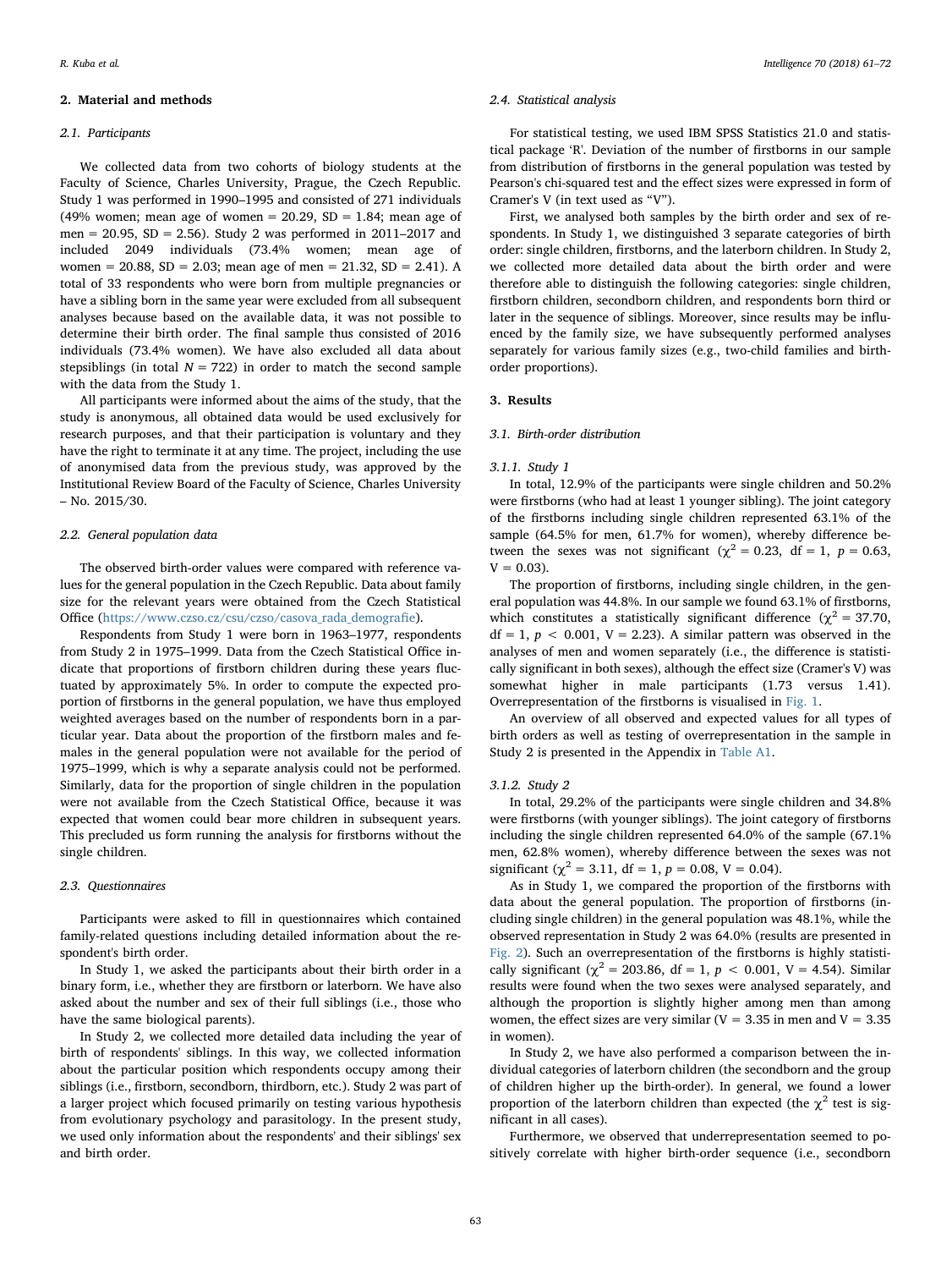## 2. Material and methods

### 2.1. Participants

We collected data from two cohorts of biology students at the Faculty of Science, Charles University, Prague, the Czech Republic. Study 1 was performed in 1990–1995 and consisted of 271 individuals (49% women; mean age of women = 20.29, SD = 1.84; mean age of men = 20.95, SD = 2.56). Study 2 was performed in 2011–2017 and included 2049 individuals (73.4% women; mean age of women = 20.88, SD = 2.03; mean age of men = 21.32, SD = 2.41). A total of 33 respondents who were born from multiple pregnancies or have a sibling born in the same year were excluded from all subsequent analyses because based on the available data, it was not possible to determine their birth order. The final sample thus consisted of 2016 individuals (73.4% women). We have also excluded all data about stepsiblings (in total $N = 722$) in order to match the second sample with the data from the Study 1.

All participants were informed about the aims of the study, that the study is anonymous, all obtained data would be used exclusively for research purposes, and that their participation is voluntary and they have the right to terminate it at any time. The project, including the use of anonymised data from the previous study, was approved by the Institutional Review Board of the Faculty of Science, Charles University – No. 2015/30.

### 2.2. General population data

The observed birth-order values were compared with reference values for the general population in the Czech Republic. Data about family size for the relevant years were obtained from the Czech Statistical Office (https://www.czso.cz/csu/czso/casova_rada_demografie).

Respondents from Study 1 were born in 1963–1977, respondents from Study 2 in 1975–1999. Data from the Czech Statistical Office indicate that proportions of firstborn children during these years fluctuated by approximately 5%. In order to compute the expected proportion of firstborns in the general population, we have thus employed weighted averages based on the number of respondents born in a particular year. Data about the proportion of the firstborn males and females in the general population were not available for the period of 1975–1999, which is why a separate analysis could not be performed. Similarly, data for the proportion of single children in the population were not available from the Czech Statistical Office, because it was expected that women could bear more children in subsequent years. This precluded us form running the analysis for firstborns without the single children.

### 2.3. Questionnaires

Participants were asked to fill in questionnaires which contained family-related questions including detailed information about the respondent's birth order.

In Study 1, we asked the participants about their birth order in a binary form, i.e., whether they are firstborn or laterborn. We have also asked about the number and sex of their full siblings (i.e., those who have the same biological parents).

In Study 2, we collected more detailed data including the year of birth of respondents' siblings. In this way, we collected information about the particular position which respondents occupy among their siblings (i.e., firstborn, secondborn, thirdborn, etc.). Study 2 was part of a larger project which focused primarily on testing various hypothesis from evolutionary psychology and parasitology. In the present study, we used only information about the respondents' and their siblings' sex and birth order.

### 2.4. Statistical analysis

For statistical testing, we used IBM SPSS Statistics 21.0 and statistical package 'R'. Deviation of the number of firstborns in our sample from distribution of firstborns in the general population was tested by Pearson's chi-squared test and the effect sizes were expressed in form of Cramer's V (in text used as "V").

First, we analysed both samples by the birth order and sex of respondents. In Study 1, we distinguished 3 separate categories of birth order: single children, firstborns, and the laterborn children. In Study 2, we collected more detailed data about the birth order and were therefore able to distinguish the following categories: single children, firstborn children, secondborn children, and respondents born third or later in the sequence of siblings. Moreover, since results may be influenced by the family size, we have subsequently performed analyses separately for various family sizes (e.g., two-child families and birth-order proportions).

## 3. Results

### 3.1. Birth-order distribution

#### 3.1.1. Study 1

In total, 12.9% of the participants were single children and 50.2% were firstborns (who had at least 1 younger sibling). The joint category of the firstborns including single children represented 63.1% of the sample (64.5% for men, 61.7% for women), whereby difference between the sexes was not significant ($\chi^2 = 0.23$, df = 1, $p = 0.63$, V = 0.03).

The proportion of firstborns, including single children, in the general population was 44.8%. In our sample we found 63.1% of firstborns, which constitutes a statistically significant difference ($\chi^2 = 37.70$, df = 1, $p < 0.001$, V = 2.23). A similar pattern was observed in the analyses of men and women separately (i.e., the difference is statistically significant in both sexes), although the effect size (Cramer's V) was somewhat higher in male participants (1.73 versus 1.41). Overrepresentation of the firstborns is visualised in Fig. 1.

An overview of all observed and expected values for all types of birth orders as well as testing of overrepresentation in the sample in Study 2 is presented in the Appendix in Table A1.

#### 3.1.2. Study 2

In total, 29.2% of the participants were single children and 34.8% were firstborns (with younger siblings). The joint category of firstborns including the single children represented 64.0% of the sample (67.1% men, 62.8% women), whereby difference between the sexes was not significant ($\chi^2 = 3.11$, df = 1, $p = 0.08$, V = 0.04).

As in Study 1, we compared the proportion of the firstborns with data about the general population. The proportion of firstborns (including single children) in the general population was 48.1%, while the observed representation in Study 2 was 64.0% (results are presented in Fig. 2). Such an overrepresentation of the firstborns is highly statistically significant ($\chi^2 = 203.86$, df = 1, $p < 0.001$, V = 4.54). Similar results were found when the two sexes were analysed separately, and although the proportion is slightly higher among men than among women, the effect sizes are very similar (V = 3.35 in men and V = 3.35 in women).

In Study 2, we have also performed a comparison between the individual categories of laterborn children (the secondborn and the group of children higher up the birth-order). In general, we found a lower proportion of the laterborn children than expected (the $\chi^2$ test is significant in all cases).

Furthermore, we observed that underrepresentation seemed to positively correlate with higher birth-order sequence (i.e., secondborn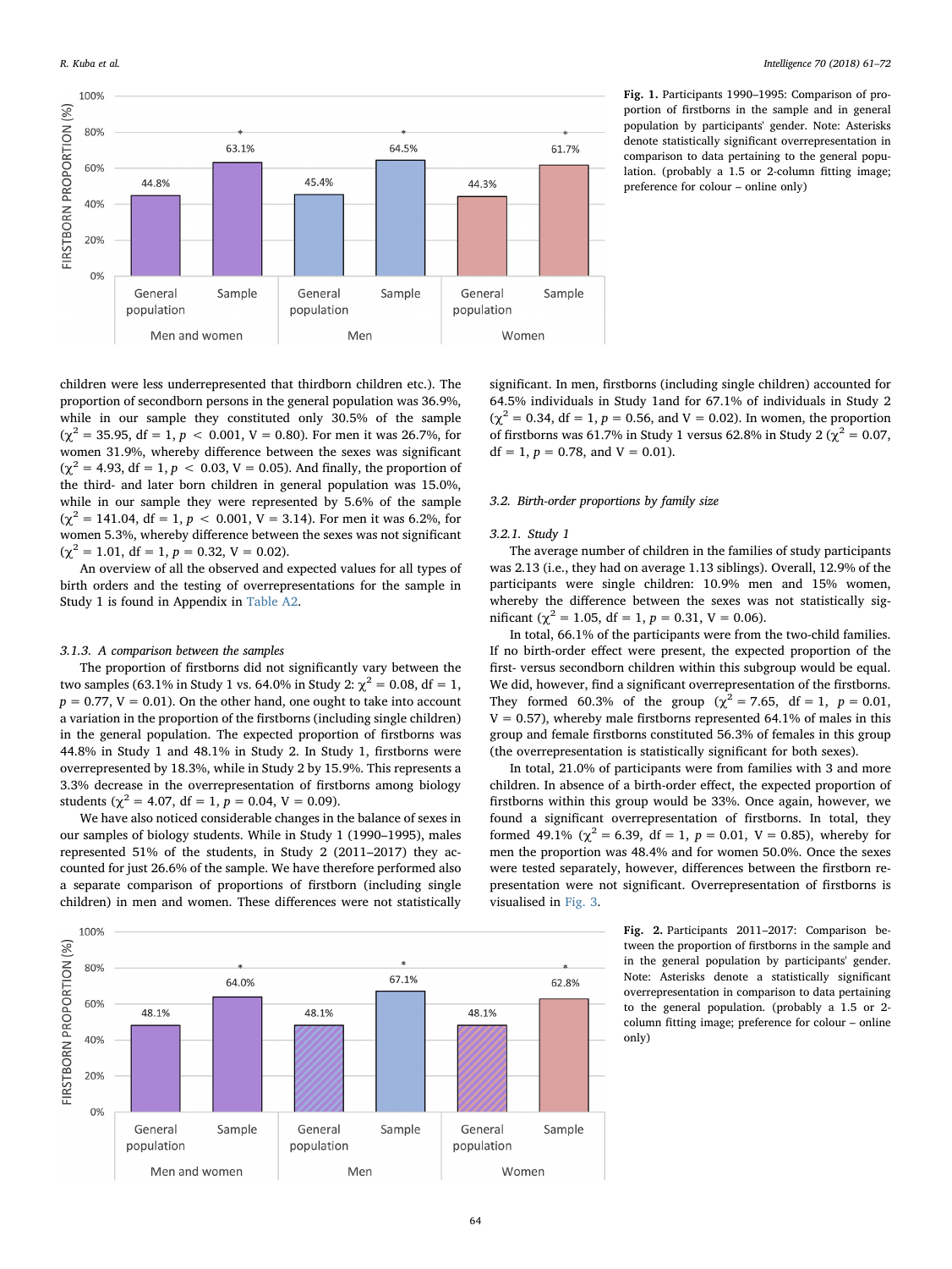**Fig. 1.** Participants 1990–1995: Comparison of proportion of firstborns in the sample and in general population by participants' gender. Note: Asterisks denote statistically significant overrepresentation in comparison to data pertaining to the general population. (probably a 1.5 or 2-column fitting image; preference for colour – online only)

children were less underrepresented that thirdborn children etc.). The proportion of secondborn persons in the general population was 36.9%, while in our sample they constituted only 30.5% of the sample ($\chi^2 = 35.95$, df = 1, $p < 0.001$, V = 0.80). For men it was 26.7%, for women 31.9%, whereby difference between the sexes was significant ($\chi^2 = 4.93$, df = 1, $p < 0.03$, V = 0.05). And finally, the proportion of the third- and later born children in general population was 15.0%, while in our sample they were represented by 5.6% of the sample ($\chi^2 = 141.04$, df = 1, $p < 0.001$, V = 3.14). For men it was 6.2%, for women 5.3%, whereby difference between the sexes was not significant ($\chi^2 = 1.01$, df = 1, $p = 0.32$, V = 0.02).

An overview of all the observed and expected values for all types of birth orders and the testing of overrepresentations for the sample in Study 1 is found in Appendix in Table A2.

### 3.1.3. A comparison between the samples

The proportion of firstborns did not significantly vary between the two samples (63.1% in Study 1 vs. 64.0% in Study 2: $\chi^2 = 0.08$, df = 1, $p = 0.77$, V = 0.01). On the other hand, one ought to take into account a variation in the proportion of the firstborns (including single children) in the general population. The expected proportion of firstborns was 44.8% in Study 1 and 48.1% in Study 2. In Study 1, firstborns were overrepresented by 18.3%, while in Study 2 by 15.9%. This represents a 3.3% decrease in the overrepresentation of firstborns among biology students ($\chi^2 = 4.07$, df = 1, $p = 0.04$, V = 0.09).

We have also noticed considerable changes in the balance of sexes in our samples of biology students. While in Study 1 (1990–1995), males represented 51% of the students, in Study 2 (2011–2017) they accounted for just 26.6% of the sample. We have therefore performed also a separate comparison of proportions of firstborn (including single children) in men and women. These differences were not statistically significant. In men, firstborns (including single children) accounted for 64.5% individuals in Study 1and for 67.1% of individuals in Study 2 ($\chi^2 = 0.34$, df = 1, $p = 0.56$, and V = 0.02). In women, the proportion of firstborns was 61.7% in Study 1 versus 62.8% in Study 2 ($\chi^2 = 0.07$, df = 1, $p = 0.78$, and V = 0.01).

## 3.2. Birth-order proportions by family size

### 3.2.1. Study 1

The average number of children in the families of study participants was 2.13 (i.e., they had on average 1.13 siblings). Overall, 12.9% of the participants were single children: 10.9% men and 15% women, whereby the difference between the sexes was not statistically significant ($\chi^2 = 1.05$, df = 1, $p = 0.31$, V = 0.06).

In total, 66.1% of the participants were from the two-child families. If no birth-order effect were present, the expected proportion of the first- versus secondborn children within this subgroup would be equal. We did, however, find a significant overrepresentation of the firstborns. They formed 60.3% of the group ($\chi^2 = 7.65$, df = 1, $p = 0.01$, V = 0.57), whereby male firstborns represented 64.1% of males in this group and female firstborns constituted 56.3% of females in this group (the overrepresentation is statistically significant for both sexes).

In total, 21.0% of participants were from families with 3 and more children. In absence of a birth-order effect, the expected proportion of firstborns within this group would be 33%. Once again, however, we found a significant overrepresentation of firstborns. In total, they formed 49.1% ($\chi^2 = 6.39$, df = 1, $p = 0.01$, V = 0.85), whereby for men the proportion was 48.4% and for women 50.0%. Once the sexes were tested separately, however, differences between the firstborn representation were not significant. Overrepresentation of firstborns is visualised in Fig. 3.

**Fig. 2.** Participants 2011–2017: Comparison between the proportion of firstborns in the sample and in the general population by participants' gender. Note: Asterisks denote a statistically significant overrepresentation in comparison to data pertaining to the general population. (probably a 1.5 or 2-column fitting image; preference for colour – online only)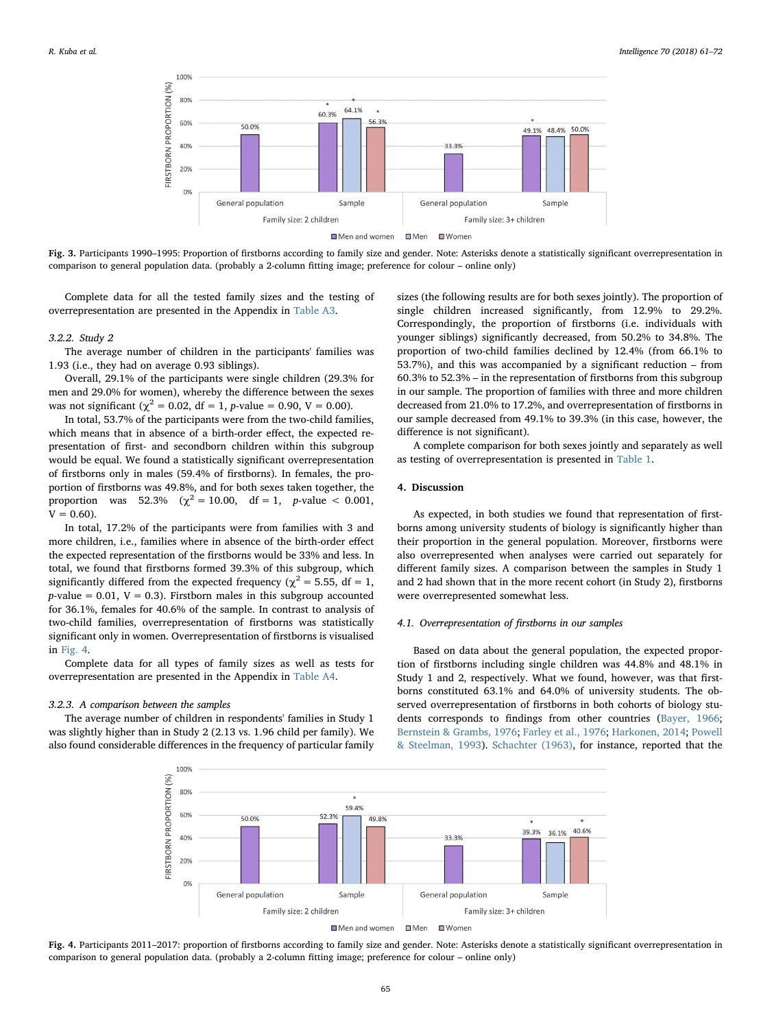Fig. 3. Participants 1990–1995: Proportion of firstborns according to family size and gender. Note: Asterisks denote a statistically significant overrepresentation in comparison to general population data. (probably a 2-column fitting image; preference for colour – online only)

Complete data for all the tested family sizes and the testing of overrepresentation are presented in the Appendix in Table A3.

#### 3.2.2. Study 2

The average number of children in the participants' families was 1.93 (i.e., they had on average 0.93 siblings).

Overall, 29.1% of the participants were single children (29.3% for men and 29.0% for women), whereby the difference between the sexes was not significant ($\chi^2 = 0.02$, df = 1, $p$-value = 0.90, V = 0.00).

In total, 53.7% of the participants were from the two-child families, which means that in absence of a birth-order effect, the expected representation of first- and secondborn children within this subgroup would be equal. We found a statistically significant overrepresentation of firstborns only in males (59.4% of firstborns). In females, the proportion of firstborns was 49.8%, and for both sexes taken together, the proportion was 52.3% ($\chi^2 = 10.00$, df = 1, $p$-value < 0.001, V = 0.60).

In total, 17.2% of the participants were from families with 3 and more children, i.e., families where in absence of the birth-order effect the expected representation of the firstborns would be 33% and less. In total, we found that firstborns formed 39.3% of this subgroup, which significantly differed from the expected frequency ($\chi^2 = 5.55$, df = 1, $p$-value = 0.01, V = 0.3). Firstborn males in this subgroup accounted for 36.1%, females for 40.6% of the sample. In contrast to analysis of two-child families, overrepresentation of firstborns was statistically significant only in women. Overrepresentation of firstborns is visualised in Fig. 4.

Complete data for all types of family sizes as well as tests for overrepresentation are presented in the Appendix in Table A4.

#### 3.2.3. A comparison between the samples

The average number of children in respondents' families in Study 1 was slightly higher than in Study 2 (2.13 vs. 1.96 child per family). We also found considerable differences in the frequency of particular family sizes (the following results are for both sexes jointly). The proportion of single children increased significantly, from 12.9% to 29.2%. Correspondingly, the proportion of firstborns (i.e. individuals with younger siblings) significantly decreased, from 50.2% to 34.8%. The proportion of two-child families declined by 12.4% (from 66.1% to 53.7%), and this was accompanied by a significant reduction – from 60.3% to 52.3% – in the representation of firstborns from this subgroup in our sample. The proportion of families with three and more children decreased from 21.0% to 17.2%, and overrepresentation of firstborns in our sample decreased from 49.1% to 39.3% (in this case, however, the difference is not significant).

A complete comparison for both sexes jointly and separately as well as testing of overrepresentation is presented in Table 1.

## 4. Discussion

As expected, in both studies we found that representation of firstborns among university students of biology is significantly higher than their proportion in the general population. Moreover, firstborns were also overrepresented when analyses were carried out separately for different family sizes. A comparison between the samples in Study 1 and 2 had shown that in the more recent cohort (in Study 2), firstborns were overrepresented somewhat less.

### 4.1. Overrepresentation of firstborns in our samples

Based on data about the general population, the expected proportion of firstborns including single children was 44.8% and 48.1% in Study 1 and 2, respectively. What we found, however, was that firstborns constituted 63.1% and 64.0% of university students. The observed overrepresentation of firstborns in both cohorts of biology students corresponds to findings from other countries (Bayer, 1966; Bernstein & Grambs, 1976; Farley et al., 1976; Harkonen, 2014; Powell & Steelman, 1993). Schachter (1963), for instance, reported that the

Fig. 4. Participants 2011–2017: proportion of firstborns according to family size and gender. Note: Asterisks denote a statistically significant overrepresentation in comparison to general population data. (probably a 2-column fitting image; preference for colour – online only)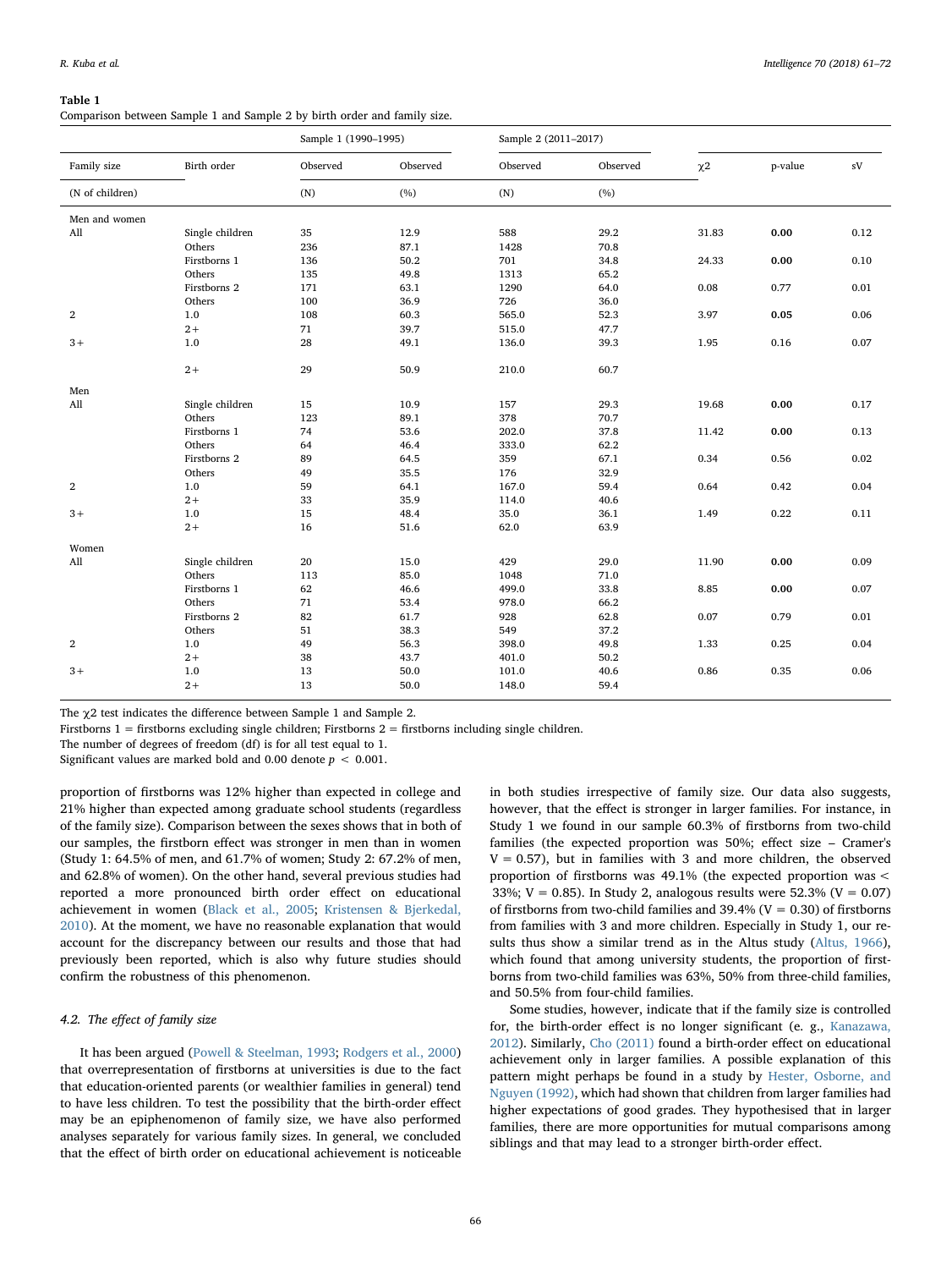**Table 1**
Comparison between Sample 1 and Sample 2 by birth order and family size.

| Family size | Birth order | Sample 1 (1990–1995) | | Sample 2 (2011–2017) | | | | |
|---|---|---|---|---|---|---|---|---|
| | | Observed | Observed | Observed | Observed | χ2 | p-value | sV |
| (N of children) | | (N) | (%) | (N) | (%) | | | |
| Men and women | | | | | | | | |
| All | Single children | 35 | 12.9 | 588 | 29.2 | 31.83 | **0.00** | 0.12 |
| | Others | 236 | 87.1 | 1428 | 70.8 | | | |
| | Firstborns 1 | 136 | 50.2 | 701 | 34.8 | 24.33 | **0.00** | 0.10 |
| | Others | 135 | 49.8 | 1313 | 65.2 | | | |
| | Firstborns 2 | 171 | 63.1 | 1290 | 64.0 | 0.08 | 0.77 | 0.01 |
| | Others | 100 | 36.9 | 726 | 36.0 | | | |
| 2 | 1.0 | 108 | 60.3 | 565.0 | 52.3 | 3.97 | **0.05** | 0.06 |
| | 2+ | 71 | 39.7 | 515.0 | 47.7 | | | |
| 3+ | 1.0 | 28 | 49.1 | 136.0 | 39.3 | 1.95 | 0.16 | 0.07 |
| | 2+ | 29 | 50.9 | 210.0 | 60.7 | | | |
| Men | | | | | | | | |
| All | Single children | 15 | 10.9 | 157 | 29.3 | 19.68 | **0.00** | 0.17 |
| | Others | 123 | 89.1 | 378 | 70.7 | | | |
| | Firstborns 1 | 74 | 53.6 | 202.0 | 37.8 | 11.42 | **0.00** | 0.13 |
| | Others | 64 | 46.4 | 333.0 | 62.2 | | | |
| | Firstborns 2 | 89 | 64.5 | 359 | 67.1 | 0.34 | 0.56 | 0.02 |
| | Others | 49 | 35.5 | 176 | 32.9 | | | |
| 2 | 1.0 | 59 | 64.1 | 167.0 | 59.4 | 0.64 | 0.42 | 0.04 |
| | 2+ | 33 | 35.9 | 114.0 | 40.6 | | | |
| 3+ | 1.0 | 15 | 48.4 | 35.0 | 36.1 | 1.49 | 0.22 | 0.11 |
| | 2+ | 16 | 51.6 | 62.0 | 63.9 | | | |
| Women | | | | | | | | |
| All | Single children | 20 | 15.0 | 429 | 29.0 | 11.90 | **0.00** | 0.09 |
| | Others | 113 | 85.0 | 1048 | 71.0 | | | |
| | Firstborns 1 | 62 | 46.6 | 499.0 | 33.8 | 8.85 | **0.00** | 0.07 |
| | Others | 71 | 53.4 | 978.0 | 66.2 | | | |
| | Firstborns 2 | 82 | 61.7 | 928 | 62.8 | 0.07 | 0.79 | 0.01 |
| | Others | 51 | 38.3 | 549 | 37.2 | | | |
| 2 | 1.0 | 49 | 56.3 | 398.0 | 49.8 | 1.33 | 0.25 | 0.04 |
| | 2+ | 38 | 43.7 | 401.0 | 50.2 | | | |
| 3+ | 1.0 | 13 | 50.0 | 101.0 | 40.6 | 0.86 | 0.35 | 0.06 |
| | 2+ | 13 | 50.0 | 148.0 | 59.4 | | | |

The χ2 test indicates the difference between Sample 1 and Sample 2.
Firstborns 1 = firstborns excluding single children; Firstborns 2 = firstborns including single children.
The number of degrees of freedom (df) is for all test equal to 1.
Significant values are marked bold and 0.00 denote $p < 0.001$.

proportion of firstborns was 12% higher than expected in college and 21% higher than expected among graduate school students (regardless of the family size). Comparison between the sexes shows that in both of our samples, the firstborn effect was stronger in men than in women (Study 1: 64.5% of men, and 61.7% of women; Study 2: 67.2% of men, and 62.8% of women). On the other hand, several previous studies had reported a more pronounced birth order effect on educational achievement in women (Black et al., 2005; Kristensen & Bjerkedal, 2010). At the moment, we have no reasonable explanation that would account for the discrepancy between our results and those that had previously been reported, which is also why future studies should confirm the robustness of this phenomenon.

### 4.2. The effect of family size

It has been argued (Powell & Steelman, 1993; Rodgers et al., 2000) that overrepresentation of firstborns at universities is due to the fact that education-oriented parents (or wealthier families in general) tend to have less children. To test the possibility that the birth-order effect may be an epiphenomenon of family size, we have also performed analyses separately for various family sizes. In general, we concluded that the effect of birth order on educational achievement is noticeable in both studies irrespective of family size. Our data also suggests, however, that the effect is stronger in larger families. For instance, in Study 1 we found in our sample 60.3% of firstborns from two-child families (the expected proportion was 50%; effect size – Cramer's V = 0.57), but in families with 3 and more children, the observed proportion of firstborns was 49.1% (the expected proportion was < 33%; V = 0.85). In Study 2, analogous results were 52.3% (V = 0.07) of firstborns from two-child families and 39.4% (V = 0.30) of firstborns from families with 3 and more children. Especially in Study 1, our results thus show a similar trend as in the Altus study (Altus, 1966), which found that among university students, the proportion of firstborns from two-child families was 63%, 50% from three-child families, and 50.5% from four-child families.

Some studies, however, indicate that if the family size is controlled for, the birth-order effect is no longer significant (e. g., Kanazawa, 2012). Similarly, Cho (2011) found a birth-order effect on educational achievement only in larger families. A possible explanation of this pattern might perhaps be found in a study by Hester, Osborne, and Nguyen (1992), which had shown that children from larger families had higher expectations of good grades. They hypothesised that in larger families, there are more opportunities for mutual comparisons among siblings and that may lead to a stronger birth-order effect.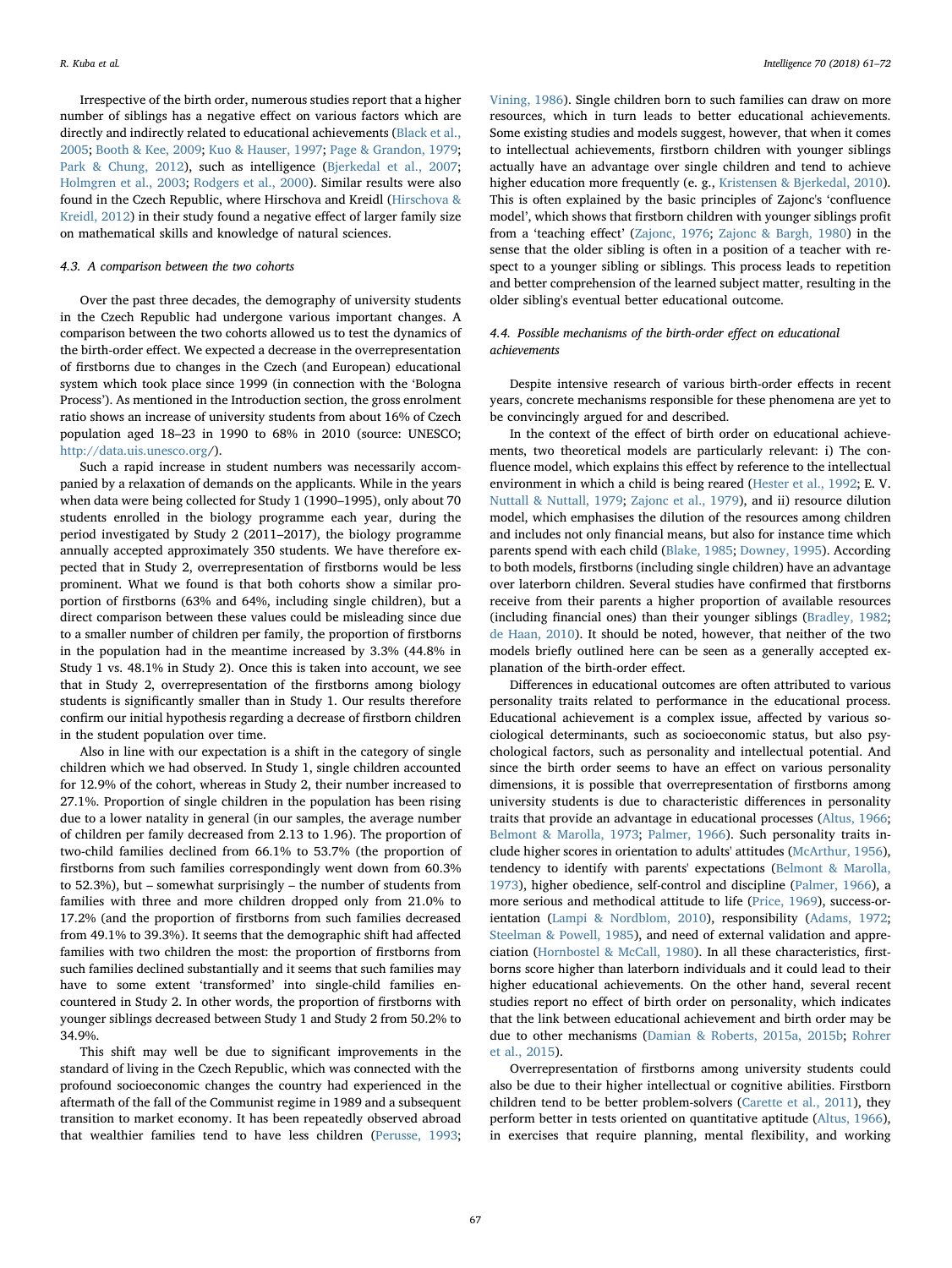Irrespective of the birth order, numerous studies report that a higher number of siblings has a negative effect on various factors which are directly and indirectly related to educational achievements (Black et al., 2005; Booth & Kee, 2009; Kuo & Hauser, 1997; Page & Grandon, 1979; Park & Chung, 2012), such as intelligence (Bjerkedal et al., 2007; Holmgren et al., 2003; Rodgers et al., 2000). Similar results were also found in the Czech Republic, where Hirschova and Kreidl (Hirschova & Kreidl, 2012) in their study found a negative effect of larger family size on mathematical skills and knowledge of natural sciences.

### 4.3. A comparison between the two cohorts

Over the past three decades, the demography of university students in the Czech Republic had undergone various important changes. A comparison between the two cohorts allowed us to test the dynamics of the birth-order effect. We expected a decrease in the overrepresentation of firstborns due to changes in the Czech (and European) educational system which took place since 1999 (in connection with the 'Bologna Process'). As mentioned in the Introduction section, the gross enrolment ratio shows an increase of university students from about 16% of Czech population aged 18–23 in 1990 to 68% in 2010 (source: UNESCO; http://data.uis.unesco.org/).

Such a rapid increase in student numbers was necessarily accompanied by a relaxation of demands on the applicants. While in the years when data were being collected for Study 1 (1990–1995), only about 70 students enrolled in the biology programme each year, during the period investigated by Study 2 (2011–2017), the biology programme annually accepted approximately 350 students. We have therefore expected that in Study 2, overrepresentation of firstborns would be less prominent. What we found is that both cohorts show a similar proportion of firstborns (63% and 64%, including single children), but a direct comparison between these values could be misleading since due to a smaller number of children per family, the proportion of firstborns in the population had in the meantime increased by 3.3% (44.8% in Study 1 vs. 48.1% in Study 2). Once this is taken into account, we see that in Study 2, overrepresentation of the firstborns among biology students is significantly smaller than in Study 1. Our results therefore confirm our initial hypothesis regarding a decrease of firstborn children in the student population over time.

Also in line with our expectation is a shift in the category of single children which we had observed. In Study 1, single children accounted for 12.9% of the cohort, whereas in Study 2, their number increased to 27.1%. Proportion of single children in the population has been rising due to a lower natality in general (in our samples, the average number of children per family decreased from 2.13 to 1.96). The proportion of two-child families declined from 66.1% to 53.7% (the proportion of firstborns from such families correspondingly went down from 60.3% to 52.3%), but – somewhat surprisingly – the number of students from families with three and more children dropped only from 21.0% to 17.2% (and the proportion of firstborns from such families decreased from 49.1% to 39.3%). It seems that the demographic shift had affected families with two children the most: the proportion of firstborns from such families declined substantially and it seems that such families may have to some extent 'transformed' into single-child families encountered in Study 2. In other words, the proportion of firstborns with younger siblings decreased between Study 1 and Study 2 from 50.2% to 34.9%.

This shift may well be due to significant improvements in the standard of living in the Czech Republic, which was connected with the profound socioeconomic changes the country had experienced in the aftermath of the fall of the Communist regime in 1989 and a subsequent transition to market economy. It has been repeatedly observed abroad that wealthier families tend to have less children (Perusse, 1993; Vining, 1986). Single children born to such families can draw on more resources, which in turn leads to better educational achievements. Some existing studies and models suggest, however, that when it comes to intellectual achievements, firstborn children with younger siblings actually have an advantage over single children and tend to achieve higher education more frequently (e. g., Kristensen & Bjerkedal, 2010). This is often explained by the basic principles of Zajonc's 'confluence model', which shows that firstborn children with younger siblings profit from a 'teaching effect' (Zajonc, 1976; Zajonc & Bargh, 1980) in the sense that the older sibling is often in a position of a teacher with respect to a younger sibling or siblings. This process leads to repetition and better comprehension of the learned subject matter, resulting in the older sibling's eventual better educational outcome.

### 4.4. Possible mechanisms of the birth-order effect on educational achievements

Despite intensive research of various birth-order effects in recent years, concrete mechanisms responsible for these phenomena are yet to be convincingly argued for and described.

In the context of the effect of birth order on educational achievements, two theoretical models are particularly relevant: i) The confluence model, which explains this effect by reference to the intellectual environment in which a child is being reared (Hester et al., 1992; E. V. Nuttall & Nuttall, 1979; Zajonc et al., 1979), and ii) resource dilution model, which emphasises the dilution of the resources among children and includes not only financial means, but also for instance time which parents spend with each child (Blake, 1985; Downey, 1995). According to both models, firstborns (including single children) have an advantage over laterborn children. Several studies have confirmed that firstborns receive from their parents a higher proportion of available resources (including financial ones) than their younger siblings (Bradley, 1982; de Haan, 2010). It should be noted, however, that neither of the two models briefly outlined here can be seen as a generally accepted explanation of the birth-order effect.

Differences in educational outcomes are often attributed to various personality traits related to performance in the educational process. Educational achievement is a complex issue, affected by various sociological determinants, such as socioeconomic status, but also psychological factors, such as personality and intellectual potential. And since the birth order seems to have an effect on various personality dimensions, it is possible that overrepresentation of firstborns among university students is due to characteristic differences in personality traits that provide an advantage in educational processes (Altus, 1966; Belmont & Marolla, 1973; Palmer, 1966). Such personality traits include higher scores in orientation to adults' attitudes (McArthur, 1956), tendency to identify with parents' expectations (Belmont & Marolla, 1973), higher obedience, self-control and discipline (Palmer, 1966), a more serious and methodical attitude to life (Price, 1969), success-orientation (Lampi & Nordblom, 2010), responsibility (Adams, 1972; Steelman & Powell, 1985), and need of external validation and appreciation (Hornbostel & McCall, 1980). In all these characteristics, firstborns score higher than laterborn individuals and it could lead to their higher educational achievements. On the other hand, several recent studies report no effect of birth order on personality, which indicates that the link between educational achievement and birth order may be due to other mechanisms (Damian & Roberts, 2015a, 2015b; Rohrer et al., 2015).

Overrepresentation of firstborns among university students could also be due to their higher intellectual or cognitive abilities. Firstborn children tend to be better problem-solvers (Carette et al., 2011), they perform better in tests oriented on quantitative aptitude (Altus, 1966), in exercises that require planning, mental flexibility, and working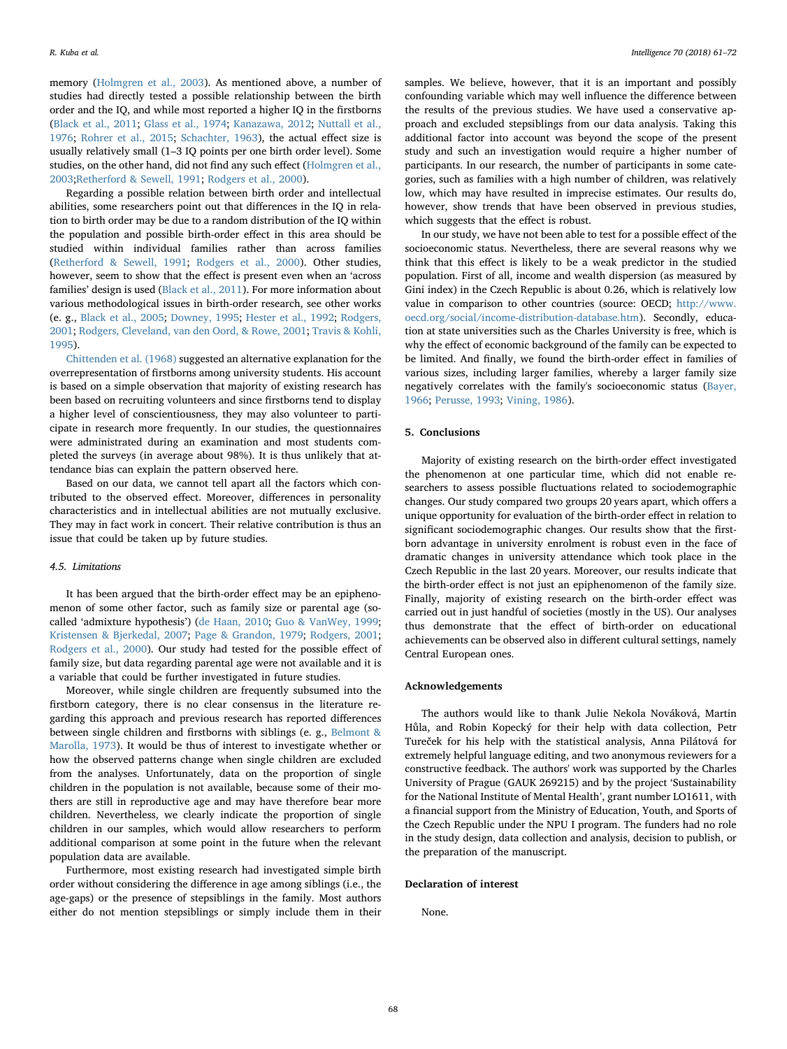memory (Holmgren et al., 2003). As mentioned above, a number of studies had directly tested a possible relationship between the birth order and the IQ, and while most reported a higher IQ in the firstborns (Black et al., 2011; Glass et al., 1974; Kanazawa, 2012; Nuttall et al., 1976; Rohrer et al., 2015; Schachter, 1963), the actual effect size is usually relatively small (1–3 IQ points per one birth order level). Some studies, on the other hand, did not find any such effect (Holmgren et al., 2003;Retherford & Sewell, 1991; Rodgers et al., 2000).

Regarding a possible relation between birth order and intellectual abilities, some researchers point out that differences in the IQ in relation to birth order may be due to a random distribution of the IQ within the population and possible birth-order effect in this area should be studied within individual families rather than across families (Retherford & Sewell, 1991; Rodgers et al., 2000). Other studies, however, seem to show that the effect is present even when an 'across families' design is used (Black et al., 2011). For more information about various methodological issues in birth-order research, see other works (e. g., Black et al., 2005; Downey, 1995; Hester et al., 1992; Rodgers, 2001; Rodgers, Cleveland, van den Oord, & Rowe, 2001; Travis & Kohli, 1995).

Chittenden et al. (1968) suggested an alternative explanation for the overrepresentation of firstborns among university students. His account is based on a simple observation that majority of existing research has been based on recruiting volunteers and since firstborns tend to display a higher level of conscientiousness, they may also volunteer to participate in research more frequently. In our studies, the questionnaires were administrated during an examination and most students completed the surveys (in average about 98%). It is thus unlikely that attendance bias can explain the pattern observed here.

Based on our data, we cannot tell apart all the factors which contributed to the observed effect. Moreover, differences in personality characteristics and in intellectual abilities are not mutually exclusive. They may in fact work in concert. Their relative contribution is thus an issue that could be taken up by future studies.

### 4.5. Limitations

It has been argued that the birth-order effect may be an epiphenomenon of some other factor, such as family size or parental age (so-called 'admixture hypothesis') (de Haan, 2010; Guo & VanWey, 1999; Kristensen & Bjerkedal, 2007; Page & Grandon, 1979; Rodgers, 2001; Rodgers et al., 2000). Our study had tested for the possible effect of family size, but data regarding parental age were not available and it is a variable that could be further investigated in future studies.

Moreover, while single children are frequently subsumed into the firstborn category, there is no clear consensus in the literature regarding this approach and previous research has reported differences between single children and firstborns with siblings (e. g., Belmont & Marolla, 1973). It would be thus of interest to investigate whether or how the observed patterns change when single children are excluded from the analyses. Unfortunately, data on the proportion of single children in the population is not available, because some of their mothers are still in reproductive age and may have therefore bear more children. Nevertheless, we clearly indicate the proportion of single children in our samples, which would allow researchers to perform additional comparison at some point in the future when the relevant population data are available.

Furthermore, most existing research had investigated simple birth order without considering the difference in age among siblings (i.e., the age-gaps) or the presence of stepsiblings in the family. Most authors either do not mention stepsiblings or simply include them in their samples. We believe, however, that it is an important and possibly confounding variable which may well influence the difference between the results of the previous studies. We have used a conservative approach and excluded stepsiblings from our data analysis. Taking this additional factor into account was beyond the scope of the present study and such an investigation would require a higher number of participants. In our research, the number of participants in some categories, such as families with a high number of children, was relatively low, which may have resulted in imprecise estimates. Our results do, however, show trends that have been observed in previous studies, which suggests that the effect is robust.

In our study, we have not been able to test for a possible effect of the socioeconomic status. Nevertheless, there are several reasons why we think that this effect is likely to be a weak predictor in the studied population. First of all, income and wealth dispersion (as measured by Gini index) in the Czech Republic is about 0.26, which is relatively low value in comparison to other countries (source: OECD; http://www.oecd.org/social/income-distribution-database.htm). Secondly, education at state universities such as the Charles University is free, which is why the effect of economic background of the family can be expected to be limited. And finally, we found the birth-order effect in families of various sizes, including larger families, whereby a larger family size negatively correlates with the family's socioeconomic status (Bayer, 1966; Perusse, 1993; Vining, 1986).

## 5. Conclusions

Majority of existing research on the birth-order effect investigated the phenomenon at one particular time, which did not enable researchers to assess possible fluctuations related to sociodemographic changes. Our study compared two groups 20 years apart, which offers a unique opportunity for evaluation of the birth-order effect in relation to significant sociodemographic changes. Our results show that the firstborn advantage in university enrolment is robust even in the face of dramatic changes in university attendance which took place in the Czech Republic in the last 20 years. Moreover, our results indicate that the birth-order effect is not just an epiphenomenon of the family size. Finally, majority of existing research on the birth-order effect was carried out in just handful of societies (mostly in the US). Our analyses thus demonstrate that the effect of birth-order on educational achievements can be observed also in different cultural settings, namely Central European ones.

## Acknowledgements

The authors would like to thank Julie Nekola Nováková, Martin Hůla, and Robin Kopecký for their help with data collection, Petr Tureček for his help with the statistical analysis, Anna Pilátová for extremely helpful language editing, and two anonymous reviewers for a constructive feedback. The authors' work was supported by the Charles University of Prague (GAUK 269215) and by the project 'Sustainability for the National Institute of Mental Health', grant number LO1611, with a financial support from the Ministry of Education, Youth, and Sports of the Czech Republic under the NPU I program. The funders had no role in the study design, data collection and analysis, decision to publish, or the preparation of the manuscript.

## Declaration of interest

None.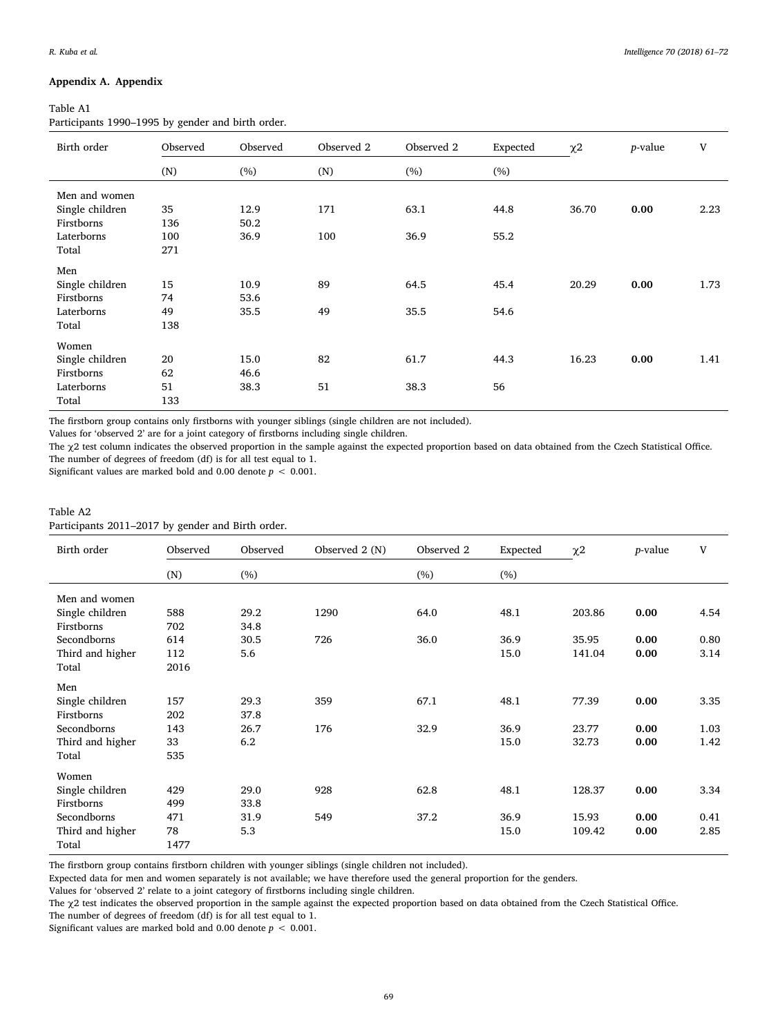## Appendix A. Appendix

Table A1
Participants 1990–1995 by gender and birth order.

| Birth order | Observed | Observed | Observed 2 | Observed 2 | Expected | χ2 | *p*-value | V |
|---|---|---|---|---|---|---|---|---|
| | (N) | (%) | (N) | (%) | (%) | | | |
| Men and women | | | | | | | | |
| Single children | 35 | 12.9 | 171 | 63.1 | 44.8 | 36.70 | **0.00** | 2.23 |
| Firstborns | 136 | 50.2 | | | | | | |
| Laterborns | 100 | 36.9 | 100 | 36.9 | 55.2 | | | |
| Total | 271 | | | | | | | |
| Men | | | | | | | | |
| Single children | 15 | 10.9 | 89 | 64.5 | 45.4 | 20.29 | **0.00** | 1.73 |
| Firstborns | 74 | 53.6 | | | | | | |
| Laterborns | 49 | 35.5 | 49 | 35.5 | 54.6 | | | |
| Total | 138 | | | | | | | |
| Women | | | | | | | | |
| Single children | 20 | 15.0 | 82 | 61.7 | 44.3 | 16.23 | **0.00** | 1.41 |
| Firstborns | 62 | 46.6 | | | | | | |
| Laterborns | 51 | 38.3 | 51 | 38.3 | 56 | | | |
| Total | 133 | | | | | | | |

The firstborn group contains only firstborns with younger siblings (single children are not included).
Values for 'observed 2' are for a joint category of firstborns including single children.
The χ2 test column indicates the observed proportion in the sample against the expected proportion based on data obtained from the Czech Statistical Office.
The number of degrees of freedom (df) is for all test equal to 1.
Significant values are marked bold and 0.00 denote $p < 0.001$.

Table A2
Participants 2011–2017 by gender and Birth order.

| Birth order | Observed | Observed | Observed 2 (N) | Observed 2 | Expected | χ2 | *p*-value | V |
|---|---|---|---|---|---|---|---|---|
| | (N) | (%) | | (%) | (%) | | | |
| Men and women | | | | | | | | |
| Single children | 588 | 29.2 | 1290 | 64.0 | 48.1 | 203.86 | **0.00** | 4.54 |
| Firstborns | 702 | 34.8 | | | | | | |
| Secondborns | 614 | 30.5 | 726 | 36.0 | 36.9 | 35.95 | **0.00** | 0.80 |
| Third and higher | 112 | 5.6 | | | 15.0 | 141.04 | **0.00** | 3.14 |
| Total | 2016 | | | | | | | |
| Men | | | | | | | | |
| Single children | 157 | 29.3 | 359 | 67.1 | 48.1 | 77.39 | **0.00** | 3.35 |
| Firstborns | 202 | 37.8 | | | | | | |
| Secondborns | 143 | 26.7 | 176 | 32.9 | 36.9 | 23.77 | **0.00** | 1.03 |
| Third and higher | 33 | 6.2 | | | 15.0 | 32.73 | **0.00** | 1.42 |
| Total | 535 | | | | | | | |
| Women | | | | | | | | |
| Single children | 429 | 29.0 | 928 | 62.8 | 48.1 | 128.37 | **0.00** | 3.34 |
| Firstborns | 499 | 33.8 | | | | | | |
| Secondborns | 471 | 31.9 | 549 | 37.2 | 36.9 | 15.93 | **0.00** | 0.41 |
| Third and higher | 78 | 5.3 | | | 15.0 | 109.42 | **0.00** | 2.85 |
| Total | 1477 | | | | | | | |

The firstborn group contains firstborn children with younger siblings (single children not included).
Expected data for men and women separately is not available; we have therefore used the general proportion for the genders.
Values for 'observed 2' relate to a joint category of firstborns including single children.
The χ2 test indicates the observed proportion in the sample against the expected proportion based on data obtained from the Czech Statistical Office.
The number of degrees of freedom (df) is for all test equal to 1.
Significant values are marked bold and 0.00 denote $p < 0.001$.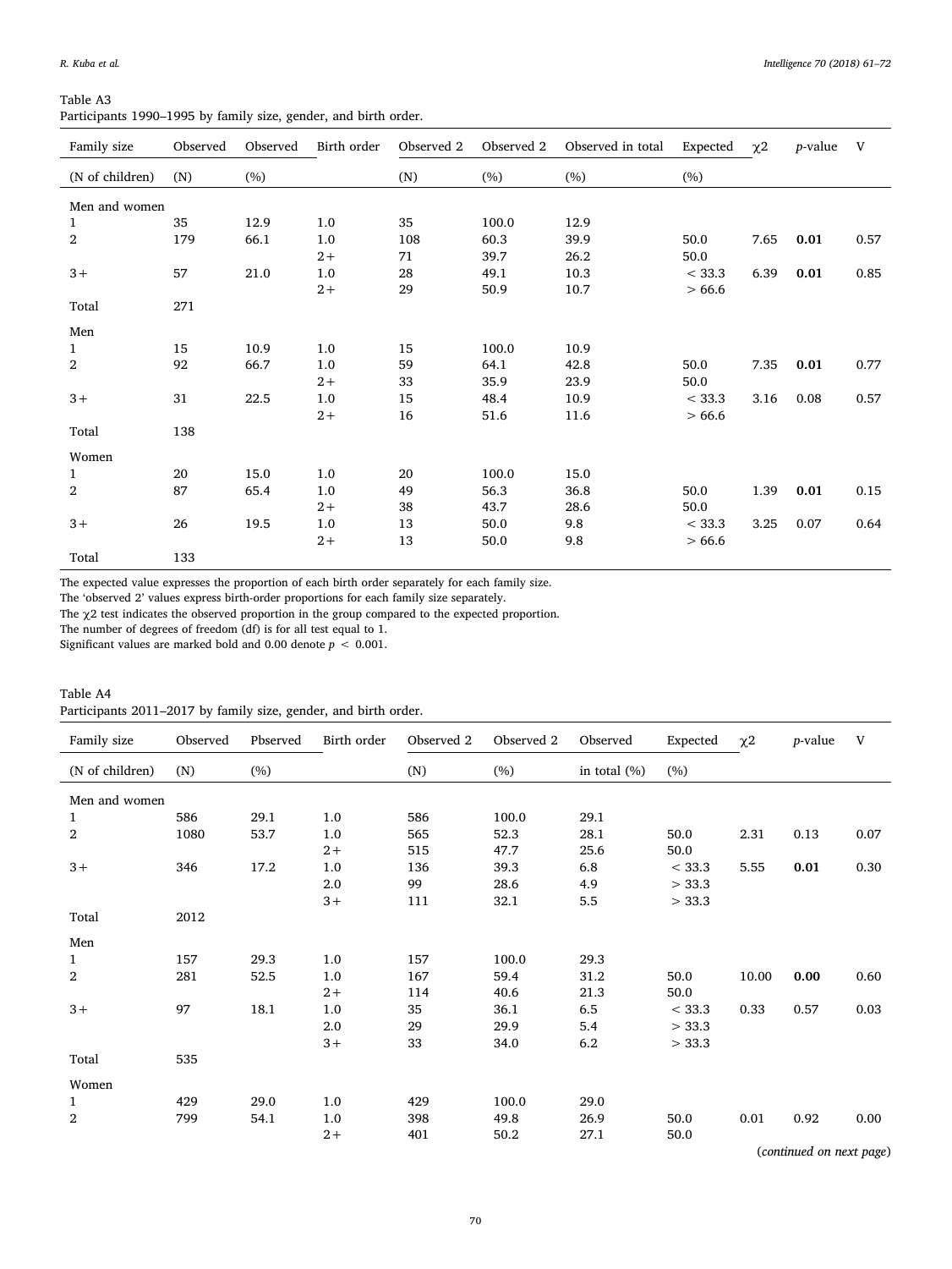Table A3
Participants 1990–1995 by family size, gender, and birth order.

| Family size (N of children) | Observed (N) | Observed (%) | Birth order | Observed 2 (N) | Observed 2 (%) | Observed in total (%) | Expected (%) | χ2 | *p*-value | V |
|---|---|---|---|---|---|---|---|---|---|---|
| Men and women | | | | | | | | | | |
| 1 | 35 | 12.9 | 1.0 | 35 | 100.0 | 12.9 | | | | |
| 2 | 179 | 66.1 | 1.0 | 108 | 60.3 | 39.9 | 50.0 | 7.65 | **0.01** | 0.57 |
| | | | 2+ | 71 | 39.7 | 26.2 | 50.0 | | | |
| 3+ | 57 | 21.0 | 1.0 | 28 | 49.1 | 10.3 | < 33.3 | 6.39 | **0.01** | 0.85 |
| | | | 2+ | 29 | 50.9 | 10.7 | > 66.6 | | | |
| Total | 271 | | | | | | | | | |
| Men | | | | | | | | | | |
| 1 | 15 | 10.9 | 1.0 | 15 | 100.0 | 10.9 | | | | |
| 2 | 92 | 66.7 | 1.0 | 59 | 64.1 | 42.8 | 50.0 | 7.35 | **0.01** | 0.77 |
| | | | 2+ | 33 | 35.9 | 23.9 | 50.0 | | | |
| 3+ | 31 | 22.5 | 1.0 | 15 | 48.4 | 10.9 | < 33.3 | 3.16 | 0.08 | 0.57 |
| | | | 2+ | 16 | 51.6 | 11.6 | > 66.6 | | | |
| Total | 138 | | | | | | | | | |
| Women | | | | | | | | | | |
| 1 | 20 | 15.0 | 1.0 | 20 | 100.0 | 15.0 | | | | |
| 2 | 87 | 65.4 | 1.0 | 49 | 56.3 | 36.8 | 50.0 | 1.39 | **0.01** | 0.15 |
| | | | 2+ | 38 | 43.7 | 28.6 | 50.0 | | | |
| 3+ | 26 | 19.5 | 1.0 | 13 | 50.0 | 9.8 | < 33.3 | 3.25 | 0.07 | 0.64 |
| | | | 2+ | 13 | 50.0 | 9.8 | > 66.6 | | | |
| Total | 133 | | | | | | | | | |

The expected value expresses the proportion of each birth order separately for each family size.
The 'observed 2' values express birth-order proportions for each family size separately.
The χ2 test indicates the observed proportion in the group compared to the expected proportion.
The number of degrees of freedom (df) is for all test equal to 1.
Significant values are marked bold and 0.00 denote $p < 0.001$.

Table A4
Participants 2011–2017 by family size, gender, and birth order.

| Family size (N of children) | Observed (N) | Pbserved (%) | Birth order | Observed 2 (N) | Observed 2 (%) | Observed in total (%) | Expected (%) | χ2 | *p*-value | V |
|---|---|---|---|---|---|---|---|---|---|---|
| Men and women | | | | | | | | | | |
| 1 | 586 | 29.1 | 1.0 | 586 | 100.0 | 29.1 | | | | |
| 2 | 1080 | 53.7 | 1.0 | 565 | 52.3 | 28.1 | 50.0 | 2.31 | 0.13 | 0.07 |
| | | | 2+ | 515 | 47.7 | 25.6 | 50.0 | | | |
| 3+ | 346 | 17.2 | 1.0 | 136 | 39.3 | 6.8 | < 33.3 | 5.55 | **0.01** | 0.30 |
| | | | 2.0 | 99 | 28.6 | 4.9 | > 33.3 | | | |
| | | | 3+ | 111 | 32.1 | 5.5 | > 33.3 | | | |
| Total | 2012 | | | | | | | | | |
| Men | | | | | | | | | | |
| 1 | 157 | 29.3 | 1.0 | 157 | 100.0 | 29.3 | | | | |
| 2 | 281 | 52.5 | 1.0 | 167 | 59.4 | 31.2 | 50.0 | 10.00 | **0.00** | 0.60 |
| | | | 2+ | 114 | 40.6 | 21.3 | 50.0 | | | |
| 3+ | 97 | 18.1 | 1.0 | 35 | 36.1 | 6.5 | < 33.3 | 0.33 | 0.57 | 0.03 |
| | | | 2.0 | 29 | 29.9 | 5.4 | > 33.3 | | | |
| | | | 3+ | 33 | 34.0 | 6.2 | > 33.3 | | | |
| Total | 535 | | | | | | | | | |
| Women | | | | | | | | | | |
| 1 | 429 | 29.0 | 1.0 | 429 | 100.0 | 29.0 | | | | |
| 2 | 799 | 54.1 | 1.0 | 398 | 49.8 | 26.9 | 50.0 | 0.01 | 0.92 | 0.00 |
| | | | 2+ | 401 | 50.2 | 27.1 | 50.0 | | | |

(*continued on next page*)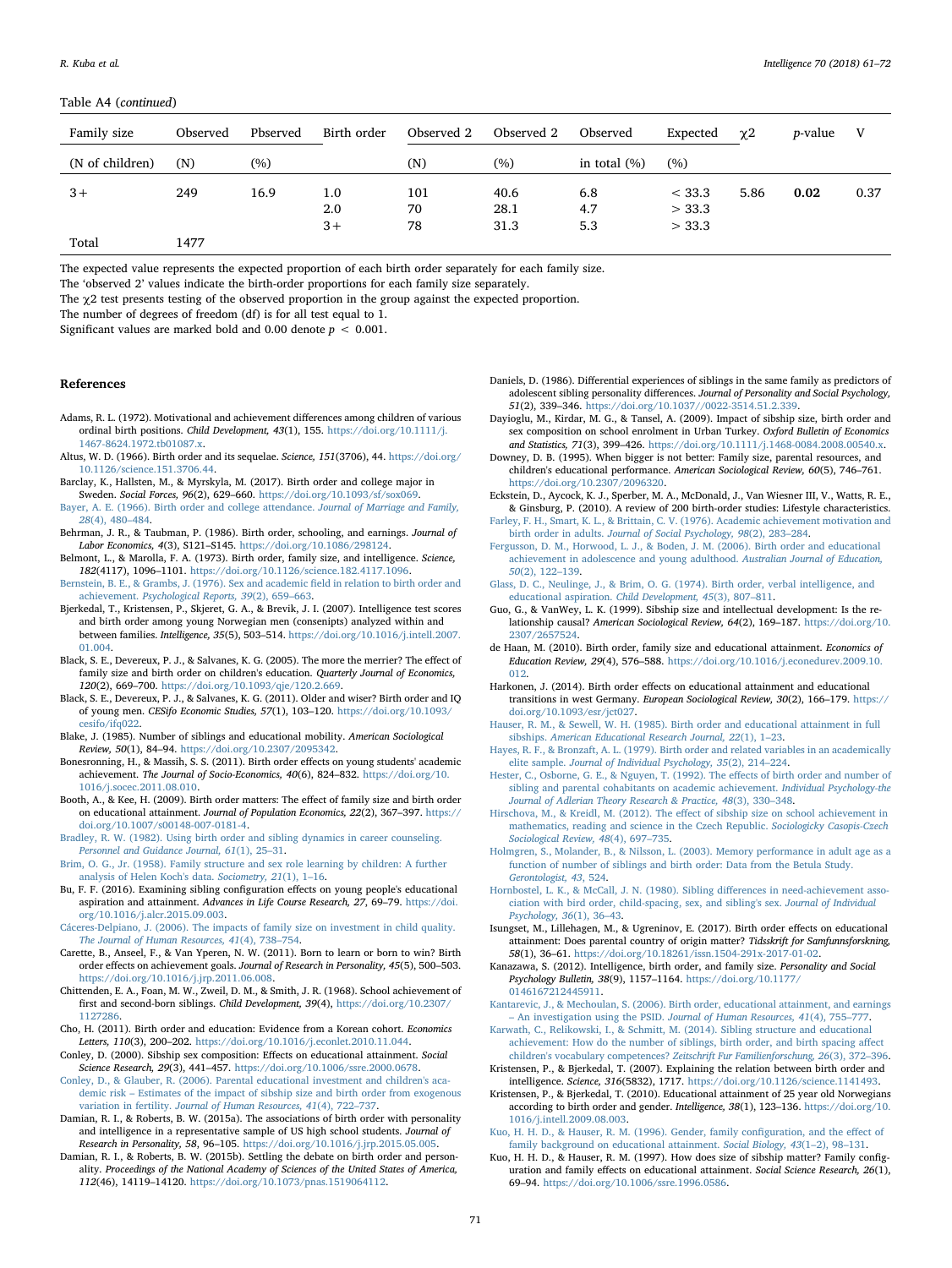Table A4 (*continued*)

| Family size | Observed | Pbserved | Birth order | Observed 2 | Observed 2 | Observed | Expected | χ2 | *p*-value | V |
|---|---|---|---|---|---|---|---|---|---|---|
| (N of children) | (N) | (%) | | (N) | (%) | in total (%) | (%) | | | |
| 3+ | 249 | 16.9 | 1.0 | 101 | 40.6 | 6.8 | < 33.3 | 5.86 | **0.02** | 0.37 |
| | | | 2.0 | 70 | 28.1 | 4.7 | > 33.3 | | | |
| | | | 3+ | 78 | 31.3 | 5.3 | > 33.3 | | | |
| Total | 1477 | | | | | | | | | |

The expected value represents the expected proportion of each birth order separately for each family size.
The 'observed 2' values indicate the birth-order proportions for each family size separately.
The χ2 test presents testing of the observed proportion in the group against the expected proportion.
The number of degrees of freedom (df) is for all test equal to 1.
Significant values are marked bold and 0.00 denote $p < 0.001$.

## References

Adams, R. L. (1972). Motivational and achievement differences among children of various ordinal birth positions. *Child Development, 43*(1), 155. https://doi.org/10.1111/j.1467-8624.1972.tb01087.x.

Altus, W. D. (1966). Birth order and its sequelae. *Science, 151*(3706), 44. https://doi.org/10.1126/science.151.3706.44.

Barclay, K., Hallsten, M., & Myrskyla, M. (2017). Birth order and college major in Sweden. *Social Forces, 96*(2), 629–660. https://doi.org/10.1093/sf/sox069.

Bayer, A. E. (1966). Birth order and college attendance. *Journal of Marriage and Family, 28*(4), 480–484.

Behrman, J. R., & Taubman, P. (1986). Birth order, schooling, and earnings. *Journal of Labor Economics, 4*(3), S121–S145. https://doi.org/10.1086/298124.

Belmont, L., & Marolla, F. A. (1973). Birth order, family size, and intelligence. *Science, 182*(4117), 1096–1101. https://doi.org/10.1126/science.182.4117.1096.

Bernstein, B. E., & Grambs, J. (1976). Sex and academic field in relation to birth order and achievement. *Psychological Reports, 39*(2), 659–663.

Bjerkedal, T., Kristensen, P., Skjeret, G. A., & Brevik, J. I. (2007). Intelligence test scores and birth order among young Norwegian men (conscripts) analyzed within and between families. *Intelligence, 35*(5), 503–514. https://doi.org/10.1016/j.intell.2007.01.004.

Black, S. E., Devereux, P. J., & Salvanes, K. G. (2005). The more the merrier? The effect of family size and birth order on children's education. *Quarterly Journal of Economics, 120*(2), 669–700. https://doi.org/10.1093/qje/120.2.669.

Black, S. E., Devereux, P. J., & Salvanes, K. G. (2011). Older and wiser? Birth order and IQ of young men. *CESifo Economic Studies, 57*(1), 103–120. https://doi.org/10.1093/cesifo/ifq022.

Blake, J. (1985). Number of siblings and educational mobility. *American Sociological Review, 50*(1), 84–94. https://doi.org/10.2307/2095342.

Bonesronning, H., & Massih, S. S. (2011). Birth order effects on young students' academic achievement. *The Journal of Socio-Economics, 40*(6), 824–832. https://doi.org/10.1016/j.socec.2011.08.010.

Booth, A., & Kee, H. (2009). Birth order matters: The effect of family size and birth order on educational attainment. *Journal of Population Economics, 22*(2), 367–397. https://doi.org/10.1007/s00148-007-0181-4.

Bradley, R. W. (1982). Using birth order and sibling dynamics in career counseling. *Personnel and Guidance Journal, 61*(1), 25–31.

Brim, O. G., Jr. (1958). Family structure and sex role learning by children: A further analysis of Helen Koch's data. *Sociometry, 21*(1), 1–16.

Bu, F. F. (2016). Examining sibling configuration effects on young people's educational aspiration and attainment. *Advances in Life Course Research, 27*, 69–79. https://doi.org/10.1016/j.alcr.2015.09.003.

Cáceres-Delpiano, J. (2006). The impacts of family size on investment in child quality. *The Journal of Human Resources, 41*(4), 738–754.

Carette, B., Anseel, F., & Van Yperen, N. W. (2011). Born to learn or born to win? Birth order effects on achievement goals. *Journal of Research in Personality, 45*(5), 500–503. https://doi.org/10.1016/j.jrp.2011.06.008.

Chittenden, E. A., Foan, M. W., Zweil, D. M., & Smith, J. R. (1968). School achievement of first and second-born siblings. *Child Development, 39*(4), https://doi.org/10.2307/1127286.

Cho, H. (2011). Birth order and education: Evidence from a Korean cohort. *Economics Letters, 110*(3), 200–202. https://doi.org/10.1016/j.econlet.2010.11.044.

Conley, D. (2000). Sibship sex composition: Effects on educational attainment. *Social Science Research, 29*(3), 441–457. https://doi.org/10.1006/ssre.2000.0678.

Conley, D., & Glauber, R. (2006). Parental educational investment and children's academic risk – Estimates of the impact of sibship size and birth order from exogenous variation in fertility. *Journal of Human Resources, 41*(4), 722–737.

Damian, R. I., & Roberts, B. W. (2015a). The associations of birth order with personality and intelligence in a representative sample of US high school students. *Journal of Research in Personality, 58*, 96–105. https://doi.org/10.1016/j.jrp.2015.05.005.

Damian, R. I., & Roberts, B. W. (2015b). Settling the debate on birth order and personality. *Proceedings of the National Academy of Sciences of the United States of America, 112*(46), 14119–14120. https://doi.org/10.1073/pnas.1519064112.

Daniels, D. (1986). Differential experiences of siblings in the same family as predictors of adolescent sibling personality differences. *Journal of Personality and Social Psychology, 51*(2), 339–346. https://doi.org/10.1037//0022-3514.51.2.339.

Dayioglu, M., Kirdar, M. G., & Tansel, A. (2009). Impact of sibship size, birth order and sex composition on school enrolment in Urban Turkey. *Oxford Bulletin of Economics and Statistics, 71*(3), 399–426. https://doi.org/10.1111/j.1468-0084.2008.00540.x.

Downey, D. B. (1995). When bigger is not better: Family size, parental resources, and children's educational performance. *American Sociological Review, 60*(5), 746–761. https://doi.org/10.2307/2096320.

Eckstein, D., Aycock, K. J., Sperber, M. A., McDonald, J., Van Wiesner III, V., Watts, R. E., & Ginsburg, P. (2010). A review of 200 birth-order studies: Lifestyle characteristics.

Farley, F. H., Smart, K. L., & Brittain, C. V. (1976). Academic achievement motivation and birth order in adults. *Journal of Social Psychology, 98*(2), 283–284.

Fergusson, D. M., Horwood, L. J., & Boden, J. M. (2006). Birth order and educational achievement in adolescence and young adulthood. *Australian Journal of Education, 50*(2), 122–139.

Glass, D. C., Neulinge, J., & Brim, O. G. (1974). Birth order, verbal intelligence, and educational aspiration. *Child Development, 45*(3), 807–811.

Guo, G., & VanWey, L. K. (1999). Sibship size and intellectual development: Is the relationship causal? *American Sociological Review, 64*(2), 169–187. https://doi.org/10.2307/2657524.

de Haan, M. (2010). Birth order, family size and educational attainment. *Economics of Education Review, 29*(4), 576–588. https://doi.org/10.1016/j.econedurev.2009.10.012.

Harkonen, J. (2014). Birth order effects on educational attainment and educational transitions in west Germany. *European Sociological Review, 30*(2), 166–179. https://doi.org/10.1093/esr/jct027.

Hauser, R. M., & Sewell, W. H. (1985). Birth order and educational attainment in full sibships. *American Educational Research Journal, 22*(1), 1–23.

Hayes, R. F., & Bronzaft, A. L. (1979). Birth order and related variables in an academically elite sample. *Journal of Individual Psychology, 35*(2), 214–224.

Hester, C., Osborne, G. E., & Nguyen, T. (1992). The effects of birth order and number of sibling and parental cohabitants on academic achievement. *Individual Psychology-the Journal of Adlerian Theory Research & Practice, 48*(3), 330–348.

Hirschova, M., & Kreidl, M. (2012). The effect of sibship size on school achievement in mathematics, reading and science in the Czech Republic. *Sociologicky Casopis-Czech Sociological Review, 48*(4), 697–735.

Holmgren, S., Molander, B., & Nilsson, L. (2003). Memory performance in adult age as a function of number of siblings and birth order: Data from the Betula Study. *Gerontologist, 43*, 524.

Hornbostel, L. K., & McCall, J. N. (1980). Sibling differences in need-achievement association with bird order, child-spacing, sex, and sibling's sex. *Journal of Individual Psychology, 36*(1), 36–43.

Isungset, M., Lillehagen, M., & Ugreninov, E. (2017). Birth order effects on educational attainment: Does parental country of origin matter? *Tidsskrift for Samfunnsforskning, 58*(1), 36–61. https://doi.org/10.18261/issn.1504-291x-2017-01-02.

Kanazawa, S. (2012). Intelligence, birth order, and family size. *Personality and Social Psychology Bulletin, 38*(9), 1157–1164. https://doi.org/10.1177/0146167212445911.

Kantarevic, J., & Mechoulan, S. (2006). Birth order, educational attainment, and earnings – An investigation using the PSID. *Journal of Human Resources, 41*(4), 755–777.

Karwath, C., Relikowski, I., & Schmitt, M. (2014). Sibling structure and educational achievement: How do the number of siblings, birth order, and birth spacing affect children's vocabulary competences? *Zeitschrift Fur Familienforschung, 26*(3), 372–396.

Kristensen, P., & Bjerkedal, T. (2007). Explaining the relation between birth order and intelligence. *Science, 316*(5832), 1717. https://doi.org/10.1126/science.1141493.

Kristensen, P., & Bjerkedal, T. (2010). Educational attainment of 25 year old Norwegians according to birth order and gender. *Intelligence, 38*(1), 123–136. https://doi.org/10.1016/j.intell.2009.08.003.

Kuo, H. H. D., & Hauser, R. M. (1996). Gender, family configuration, and the effect of family background on educational attainment. *Social Biology, 43*(1–2), 98–131.

Kuo, H. H. D., & Hauser, R. M. (1997). How does size of sibship matter? Family configuration and family effects on educational attainment. *Social Science Research, 26*(1), 69–94. https://doi.org/10.1006/ssre.1996.0586.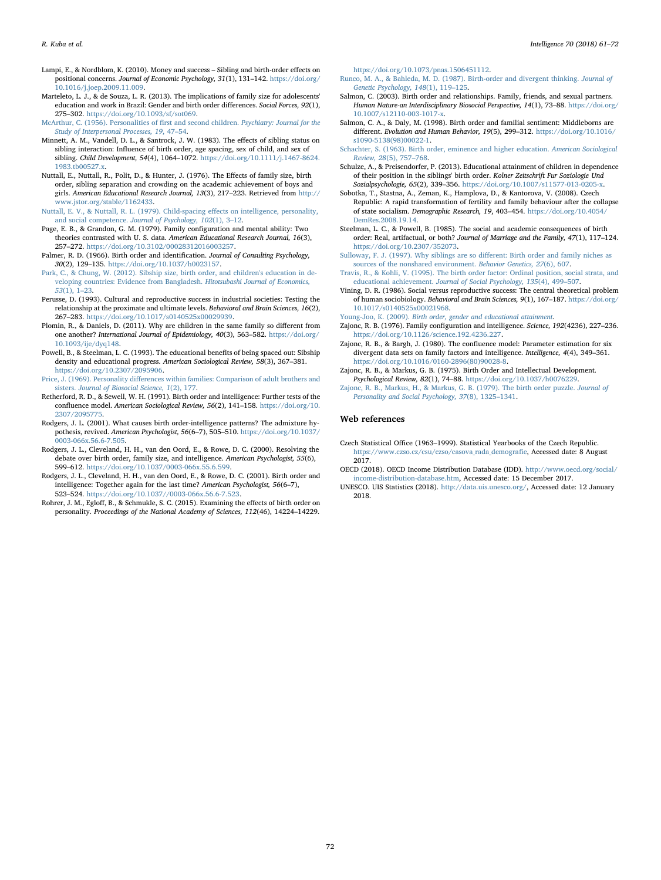Lampi, E., & Nordblom, K. (2010). Money and success – Sibling and birth-order effects on positional concerns. *Journal of Economic Psychology, 31*(1), 131–142. https://doi.org/10.1016/j.joep.2009.11.009.

Marteleto, L. J., & de Souza, L. R. (2013). The implications of family size for adolescents' education and work in Brazil: Gender and birth order differences. *Social Forces, 92*(1), 275–302. https://doi.org/10.1093/sf/sot069.

McArthur, C. (1956). Personalities of first and second children. *Psychiatry: Journal for the Study of Interpersonal Processes, 19*, 47–54.

Minnett, A. M., Vandell, D. L., & Santrock, J. W. (1983). The effects of sibling status on sibling interaction: Influence of birth order, age spacing, sex of child, and sex of sibling. *Child Development, 54*(4), 1064–1072. https://doi.org/10.1111/j.1467-8624.1983.tb00527.x.

Nuttall, E., Nuttall, R., Polit, D., & Hunter, J. (1976). The Effects of family size, birth order, sibling separation and crowding on the academic achievement of boys and girls. *American Educational Research Journal, 13*(3), 217–223. Retrieved from http://www.jstor.org/stable/1162433.

Nuttall, E. V., & Nuttall, R. L. (1979). Child-spacing effects on intelligence, personality, and social competence. *Journal of Psychology, 102*(1), 3–12.

Page, E. B., & Grandon, G. M. (1979). Family configuration and mental ability: Two theories contrasted with U. S. data. *American Educational Research Journal, 16*(3), 257–272. https://doi.org/10.3102/00028312016003257.

Palmer, R. D. (1966). Birth order and identification. *Journal of Consulting Psychology, 30*(2), 129–135. https://doi.org/10.1037/h0023157.

Park, C., & Chung, W. (2012). Sibship size, birth order, and children's education in developing countries: Evidence from Bangladesh. *Hitotsubashi Journal of Economics, 53*(1), 1–23.

Perusse, D. (1993). Cultural and reproductive success in industrial societies: Testing the relationship at the proximate and ultimate levels. *Behavioral and Brain Sciences, 16*(2), 267–283. https://doi.org/10.1017/s0140525x00029939.

Plomin, R., & Daniels, D. (2011). Why are children in the same family so different from one another? *International Journal of Epidemiology, 40*(3), 563–582. https://doi.org/10.1093/ije/dyq148.

Powell, B., & Steelman, L. C. (1993). The educational benefits of being spaced out: Sibship density and educational progress. *American Sociological Review, 58*(3), 367–381. https://doi.org/10.2307/2095906.

Price, J. (1969). Personality differences within families: Comparison of adult brothers and sisters. *Journal of Biosocial Science, 1*(2), 177.

Retherford, R. D., & Sewell, W. H. (1991). Birth order and intelligence: Further tests of the confluence model. *American Sociological Review, 56*(2), 141–158. https://doi.org/10.2307/2095775.

Rodgers, J. L. (2001). What causes birth order-intelligence patterns? The admixture hypothesis, revived. *American Psychologist, 56*(6–7), 505–510. https://doi.org/10.1037/0003-066x.56.6-7.505.

Rodgers, J. L., Cleveland, H. H., van den Oord, E., & Rowe, D. C. (2000). Resolving the debate over birth order, family size, and intelligence. *American Psychologist, 55*(6), 599–612. https://doi.org/10.1037/0003-066x.55.6.599.

Rodgers, J. L., Cleveland, H. H., van den Oord, E., & Rowe, D. C. (2001). Birth order and intelligence: Together again for the last time? *American Psychologist, 56*(6–7), 523–524. https://doi.org/10.1037//0003-066x.56.6-7.523.

Rohrer, J. M., Egloff, B., & Schmukle, S. C. (2015). Examining the effects of birth order on personality. *Proceedings of the National Academy of Sciences, 112*(46), 14224–14229. https://doi.org/10.1073/pnas.1506451112.

Runco, M. A., & Bahleda, M. D. (1987). Birth-order and divergent thinking. *Journal of Genetic Psychology, 148*(1), 119–125.

Salmon, C. (2003). Birth order and relationships. Family, friends, and sexual partners. *Human Nature-an Interdisciplinary Biosocial Perspective, 14*(1), 73–88. https://doi.org/10.1007/s12110-003-1017-x.

Salmon, C. A., & Daly, M. (1998). Birth order and familial sentiment: Middleborns are different. *Evolution and Human Behavior, 19*(5), 299–312. https://doi.org/10.1016/s1090-5138(98)00022-1.

Schachter, S. (1963). Birth order, eminence and higher education. *American Sociological Review, 28*(5), 757–768.

Schulze, A., & Preisendorfer, P. (2013). Educational attainment of children in dependence of their position in the siblings' birth order. *Kolner Zeitschrift Fur Soziologie Und Sozialpsychologie, 65*(2), 339–356. https://doi.org/10.1007/s11577-013-0205-x.

Sobotka, T., Stastna, A., Zeman, K., Hamplova, D., & Kantorova, V. (2008). Czech Republic: A rapid transformation of fertility and family behaviour after the collapse of state socialism. *Demographic Research, 19*, 403–454. https://doi.org/10.4054/DemRes.2008.19.14.

Steelman, L. C., & Powell, B. (1985). The social and academic consequences of birth order: Real, artifactual, or both? *Journal of Marriage and the Family, 47*(1), 117–124. https://doi.org/10.2307/352073.

Sulloway, F. J. (1997). Why siblings are so different: Birth order and family niches as sources of the nonshared environment. *Behavior Genetics, 27*(6), 607.

Travis, R., & Kohli, V. (1995). The birth order factor: Ordinal position, social strata, and educational achievement. *Journal of Social Psychology, 135*(4), 499–507.

Vining, D. R. (1986). Social versus reproductive success: The central theoretical problem of human sociobiology. *Behavioral and Brain Sciences, 9*(1), 167–187. https://doi.org/10.1017/s0140525x00021968.

Young-Joo, K. (2009). *Birth order, gender and educational attainment*.

Zajonc, R. B. (1976). Family configuration and intelligence. *Science, 192*(4236), 227–236. https://doi.org/10.1126/science.192.4236.227.

Zajonc, R. B., & Bargh, J. (1980). The confluence model: Parameter estimation for six divergent data sets on family factors and intelligence. *Intelligence, 4*(4), 349–361. https://doi.org/10.1016/0160-2896(80)90028-8.

Zajonc, R. B., & Markus, G. B. (1975). Birth Order and Intellectual Development. *Psychological Review, 82*(1), 74–88. https://doi.org/10.1037/h0076229.

Zajonc, R. B., Markus, H., & Markus, G. B. (1979). The birth order puzzle. *Journal of Personality and Social Psychology, 37*(8), 1325–1341.

## Web references

Czech Statistical Office (1963–1999). Statistical Yearbooks of the Czech Republic. https://www.czso.cz/csu/czso/casova_rada_demografie, Accessed date: 8 August 2017.

OECD (2018). OECD Income Distribution Database (IDD). http://www.oecd.org/social/income-distribution-database.htm, Accessed date: 15 December 2017.

UNESCO. UIS Statistics (2018). http://data.uis.unesco.org/, Accessed date: 12 January 2018.